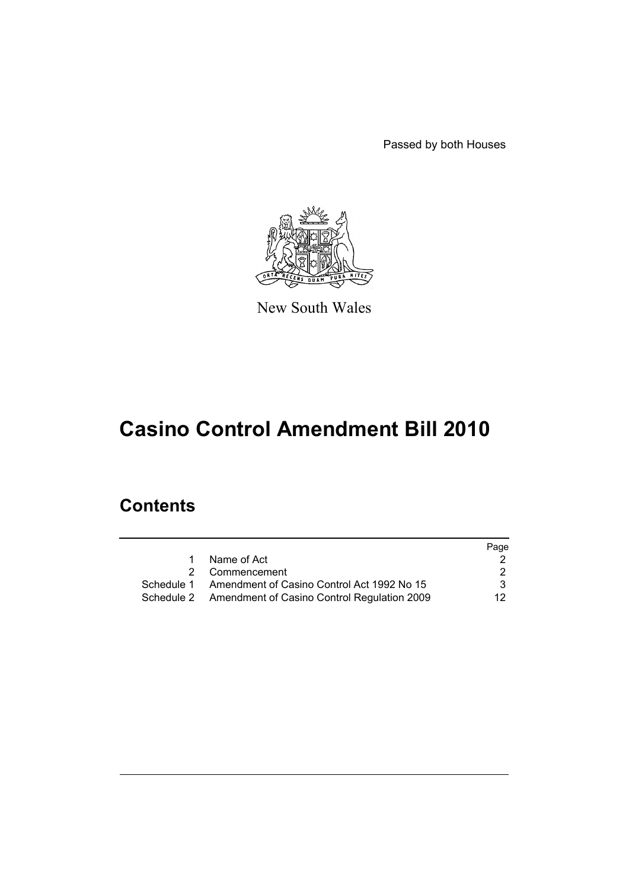Passed by both Houses

New South Wales

# Casino Control Amendment Bill 2010

## Contents

| | | Page |
|---|---|---|
| 1 | Name of Act | 2 |
| 2 | Commencement | 2 |
| Schedule 1 | Amendment of Casino Control Act 1992 No 15 | 3 |
| Schedule 2 | Amendment of Casino Control Regulation 2009 | 12 |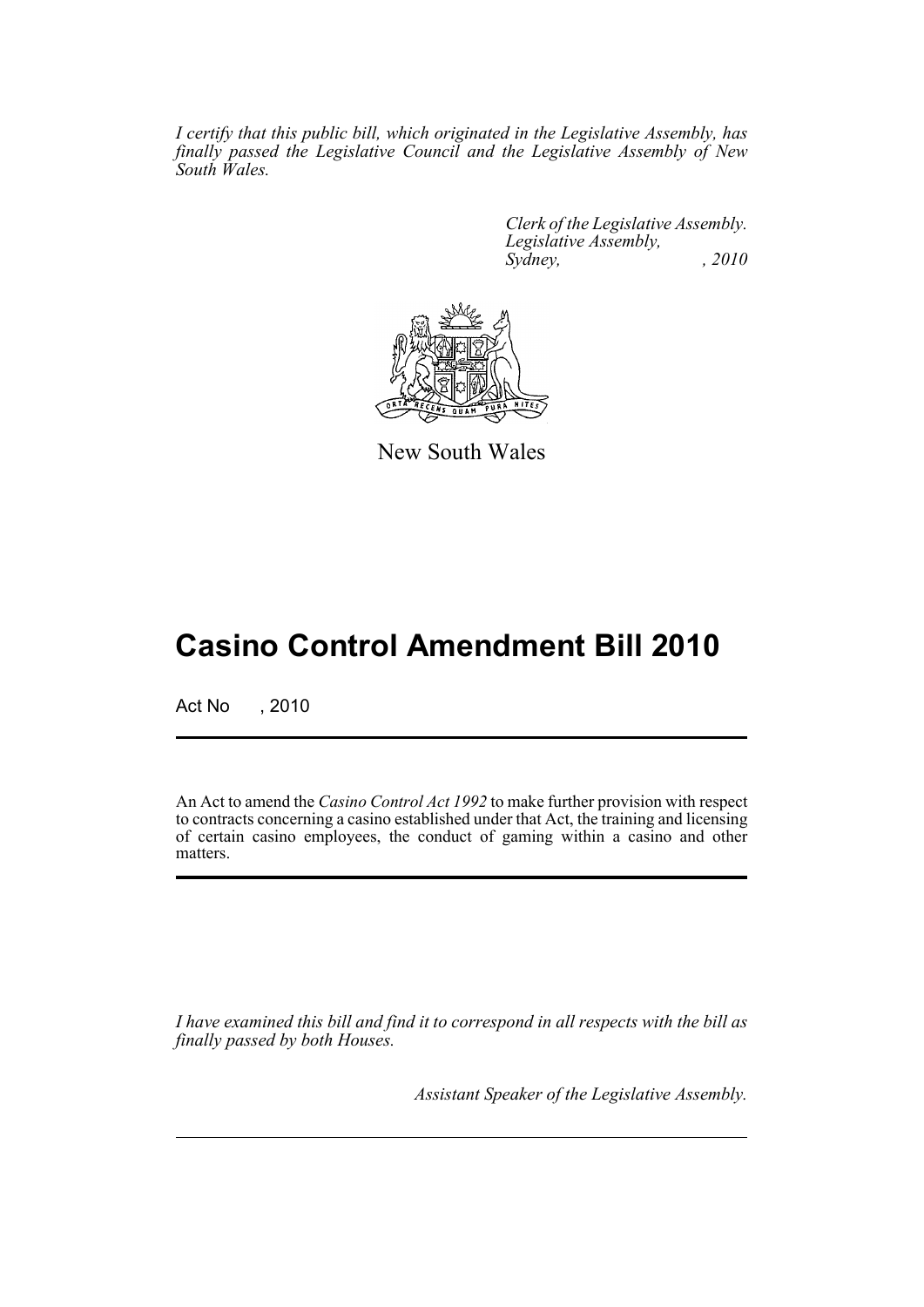*I certify that this public bill, which originated in the Legislative Assembly, has finally passed the Legislative Council and the Legislative Assembly of New South Wales.*

*Clerk of the Legislative Assembly.*
*Legislative Assembly,*
*Sydney, , 2010*

New South Wales

# Casino Control Amendment Bill 2010

Act No , 2010

An Act to amend the *Casino Control Act 1992* to make further provision with respect to contracts concerning a casino established under that Act, the training and licensing of certain casino employees, the conduct of gaming within a casino and other matters.

*I have examined this bill and find it to correspond in all respects with the bill as finally passed by both Houses.*

*Assistant Speaker of the Legislative Assembly.*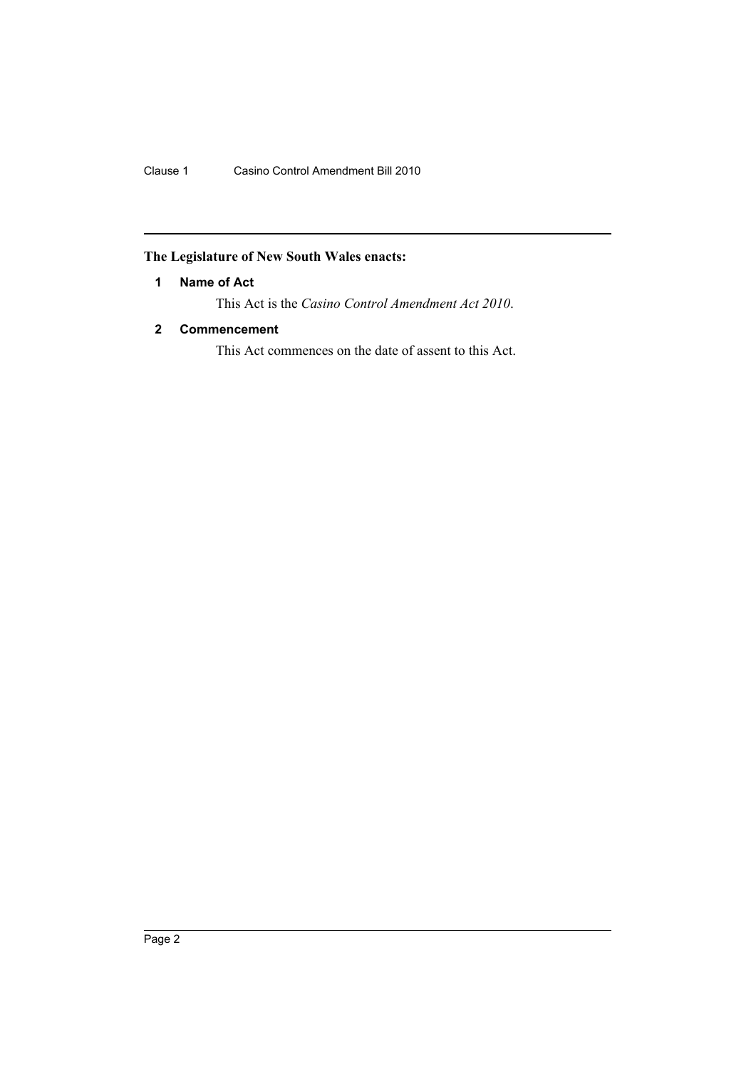**The Legislature of New South Wales enacts:**

### 1 Name of Act

This Act is the *Casino Control Amendment Act 2010*.

### 2 Commencement

This Act commences on the date of assent to this Act.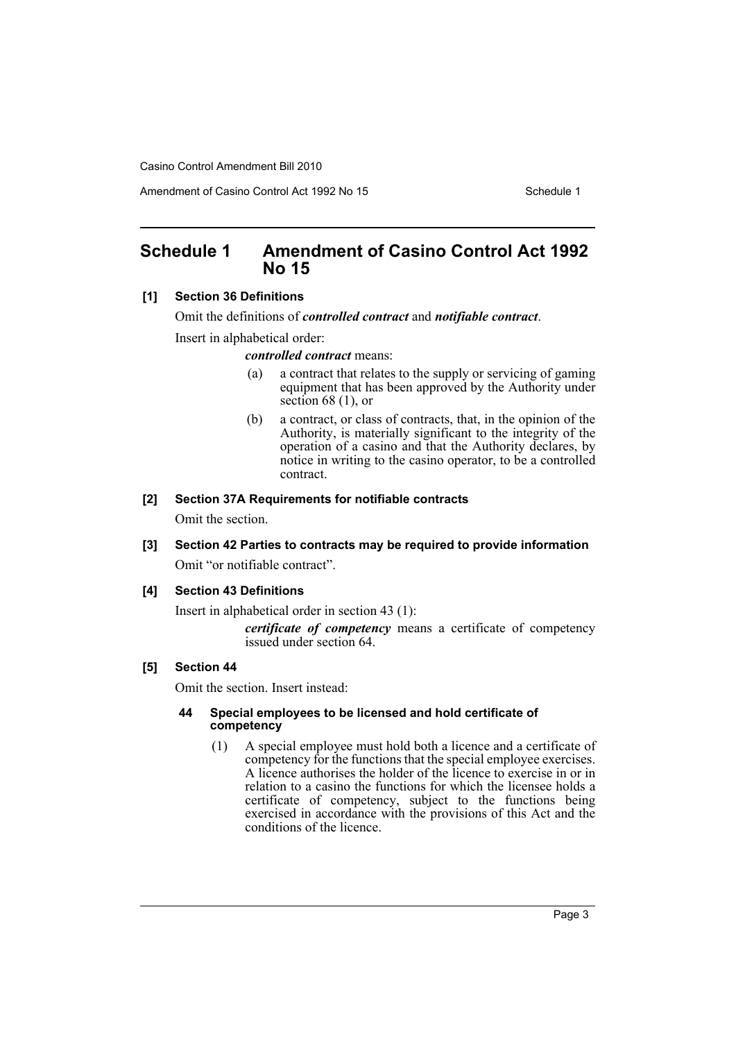# Schedule 1 Amendment of Casino Control Act 1992 No 15

**[1] Section 36 Definitions**

Omit the definitions of ***controlled contract*** and ***notifiable contract***.

Insert in alphabetical order:

***controlled contract*** means:

(a) a contract that relates to the supply or servicing of gaming equipment that has been approved by the Authority under section 68 (1), or

(b) a contract, or class of contracts, that, in the opinion of the Authority, is materially significant to the integrity of the operation of a casino and that the Authority declares, by notice in writing to the casino operator, to be a controlled contract.

**[2] Section 37A Requirements for notifiable contracts**

Omit the section.

**[3] Section 42 Parties to contracts may be required to provide information**

Omit "or notifiable contract".

**[4] Section 43 Definitions**

Insert in alphabetical order in section 43 (1):

***certificate of competency*** means a certificate of competency issued under section 64.

**[5] Section 44**

Omit the section. Insert instead:

**44 Special employees to be licensed and hold certificate of competency**

(1) A special employee must hold both a licence and a certificate of competency for the functions that the special employee exercises. A licence authorises the holder of the licence to exercise in or in relation to a casino the functions for which the licensee holds a certificate of competency, subject to the functions being exercised in accordance with the provisions of this Act and the conditions of the licence.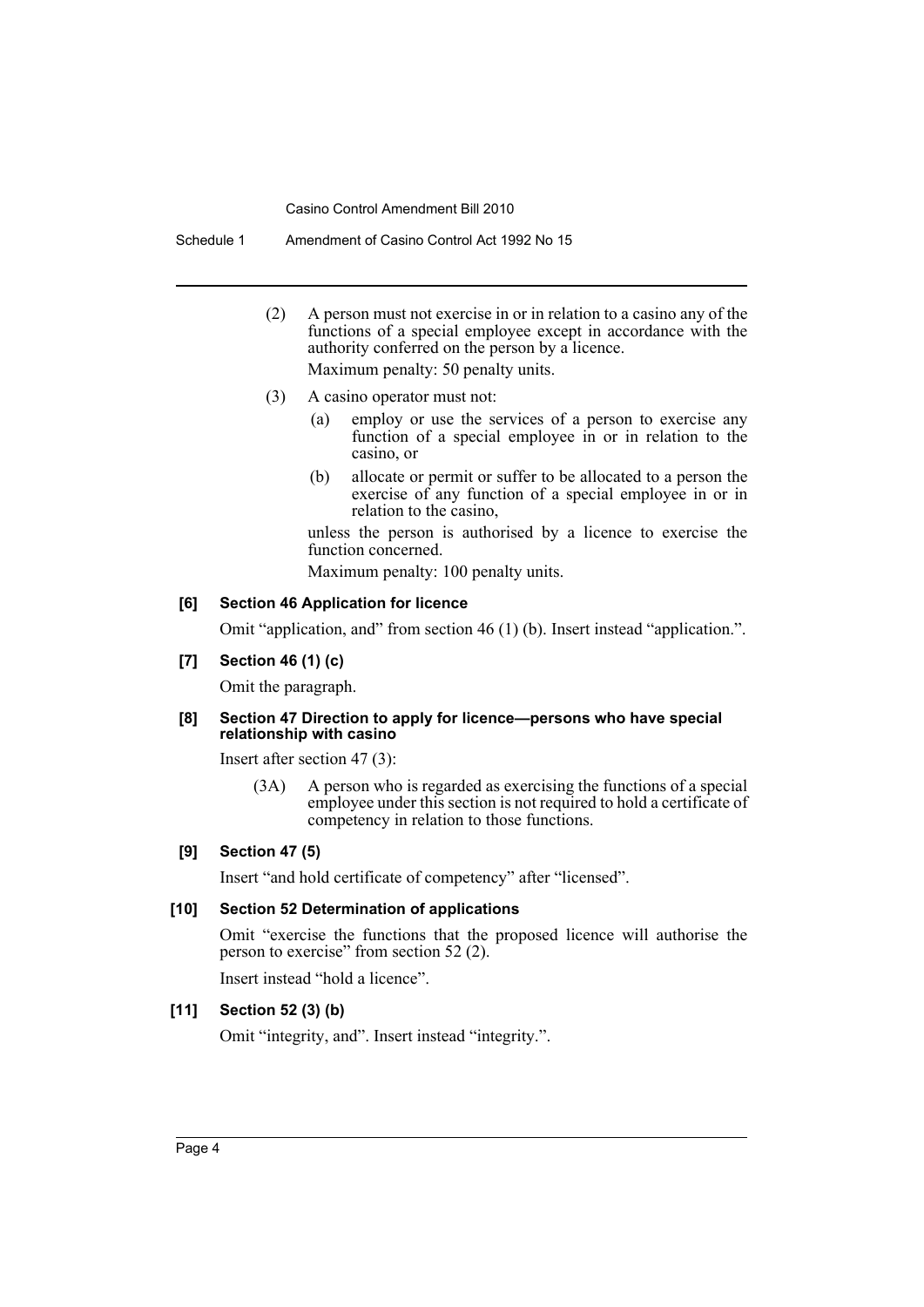(2) A person must not exercise in or in relation to a casino any of the functions of a special employee except in accordance with the authority conferred on the person by a licence.

Maximum penalty: 50 penalty units.

(3) A casino operator must not:

(a) employ or use the services of a person to exercise any function of a special employee in or in relation to the casino, or

(b) allocate or permit or suffer to be allocated to a person the exercise of any function of a special employee in or in relation to the casino,

unless the person is authorised by a licence to exercise the function concerned.

Maximum penalty: 100 penalty units.

**[6] Section 46 Application for licence**

Omit "application, and" from section 46 (1) (b). Insert instead "application.".

**[7] Section 46 (1) (c)**

Omit the paragraph.

**[8] Section 47 Direction to apply for licence—persons who have special relationship with casino**

Insert after section 47 (3):

(3A) A person who is regarded as exercising the functions of a special employee under this section is not required to hold a certificate of competency in relation to those functions.

**[9] Section 47 (5)**

Insert "and hold certificate of competency" after "licensed".

**[10] Section 52 Determination of applications**

Omit "exercise the functions that the proposed licence will authorise the person to exercise" from section 52 (2).

Insert instead "hold a licence".

**[11] Section 52 (3) (b)**

Omit "integrity, and". Insert instead "integrity.".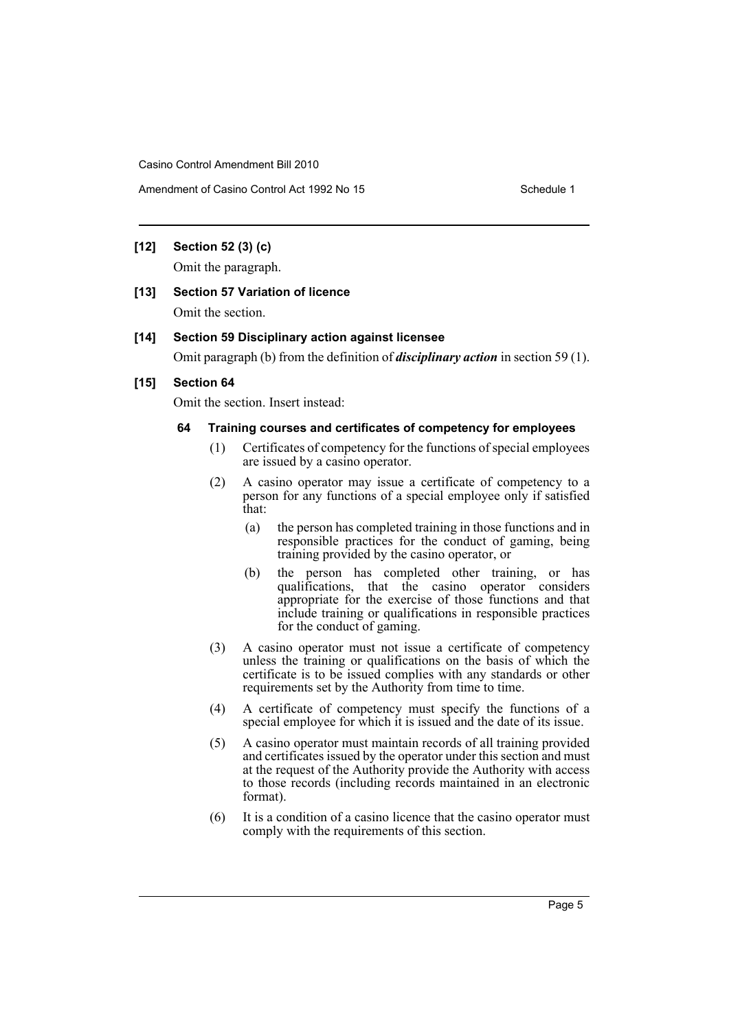**[12] Section 52 (3) (c)**

Omit the paragraph.

**[13] Section 57 Variation of licence**

Omit the section.

**[14] Section 59 Disciplinary action against licensee**

Omit paragraph (b) from the definition of ***disciplinary action*** in section 59 (1).

**[15] Section 64**

Omit the section. Insert instead:

**64 Training courses and certificates of competency for employees**

(1) Certificates of competency for the functions of special employees are issued by a casino operator.

(2) A casino operator may issue a certificate of competency to a person for any functions of a special employee only if satisfied that:

(a) the person has completed training in those functions and in responsible practices for the conduct of gaming, being training provided by the casino operator, or

(b) the person has completed other training, or has qualifications, that the casino operator considers appropriate for the exercise of those functions and that include training or qualifications in responsible practices for the conduct of gaming.

(3) A casino operator must not issue a certificate of competency unless the training or qualifications on the basis of which the certificate is to be issued complies with any standards or other requirements set by the Authority from time to time.

(4) A certificate of competency must specify the functions of a special employee for which it is issued and the date of its issue.

(5) A casino operator must maintain records of all training provided and certificates issued by the operator under this section and must at the request of the Authority provide the Authority with access to those records (including records maintained in an electronic format).

(6) It is a condition of a casino licence that the casino operator must comply with the requirements of this section.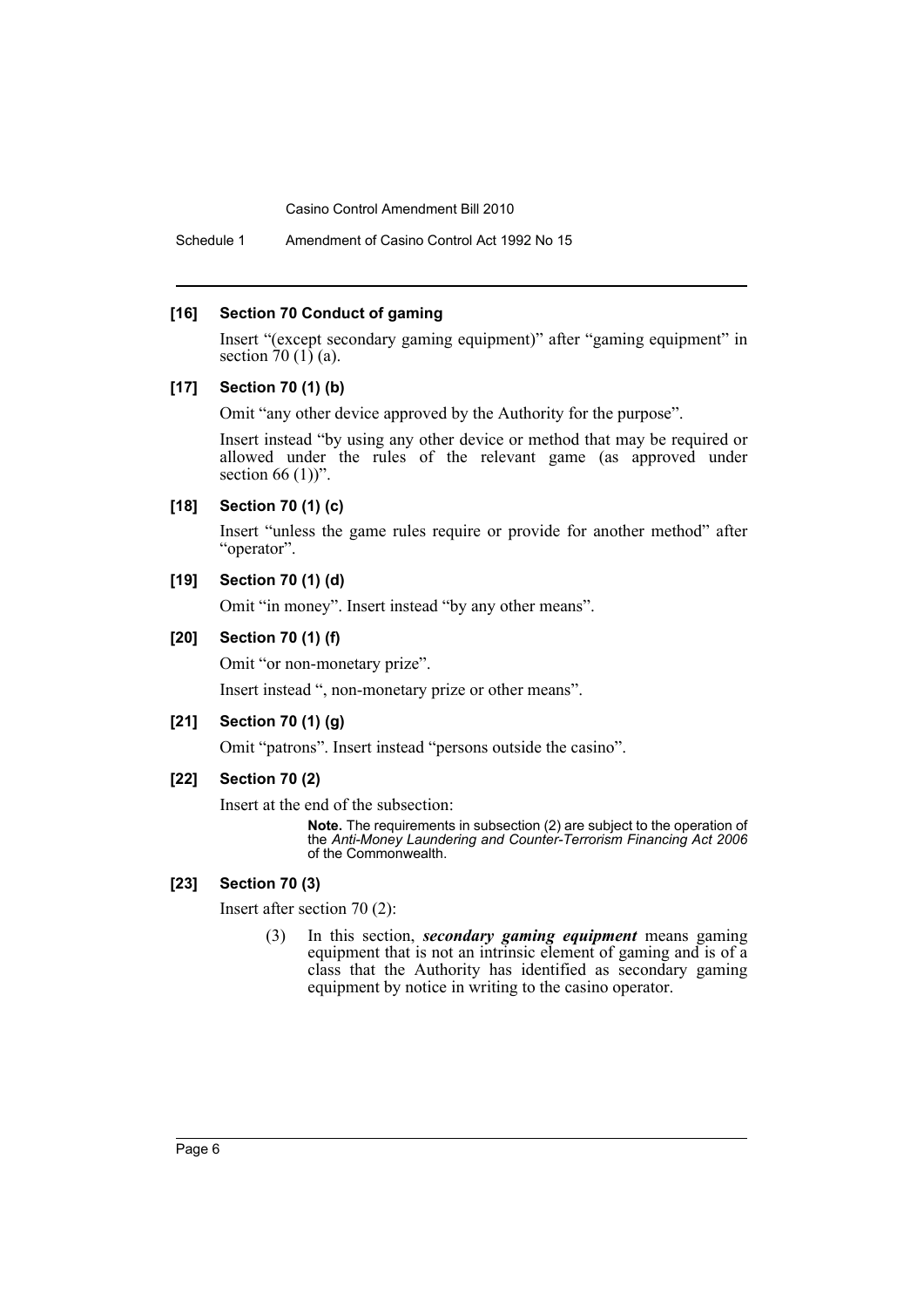### [16] Section 70 Conduct of gaming

Insert "(except secondary gaming equipment)" after "gaming equipment" in section 70 (1) (a).

### [17] Section 70 (1) (b)

Omit "any other device approved by the Authority for the purpose".

Insert instead "by using any other device or method that may be required or allowed under the rules of the relevant game (as approved under section 66 (1))".

### [18] Section 70 (1) (c)

Insert "unless the game rules require or provide for another method" after "operator".

### [19] Section 70 (1) (d)

Omit "in money". Insert instead "by any other means".

### [20] Section 70 (1) (f)

Omit "or non-monetary prize".

Insert instead ", non-monetary prize or other means".

### [21] Section 70 (1) (g)

Omit "patrons". Insert instead "persons outside the casino".

### [22] Section 70 (2)

Insert at the end of the subsection:

> **Note.** The requirements in subsection (2) are subject to the operation of the *Anti-Money Laundering and Counter-Terrorism Financing Act 2006* of the Commonwealth.

### [23] Section 70 (3)

Insert after section 70 (2):

> (3) In this section, ***secondary gaming equipment*** means gaming equipment that is not an intrinsic element of gaming and is of a class that the Authority has identified as secondary gaming equipment by notice in writing to the casino operator.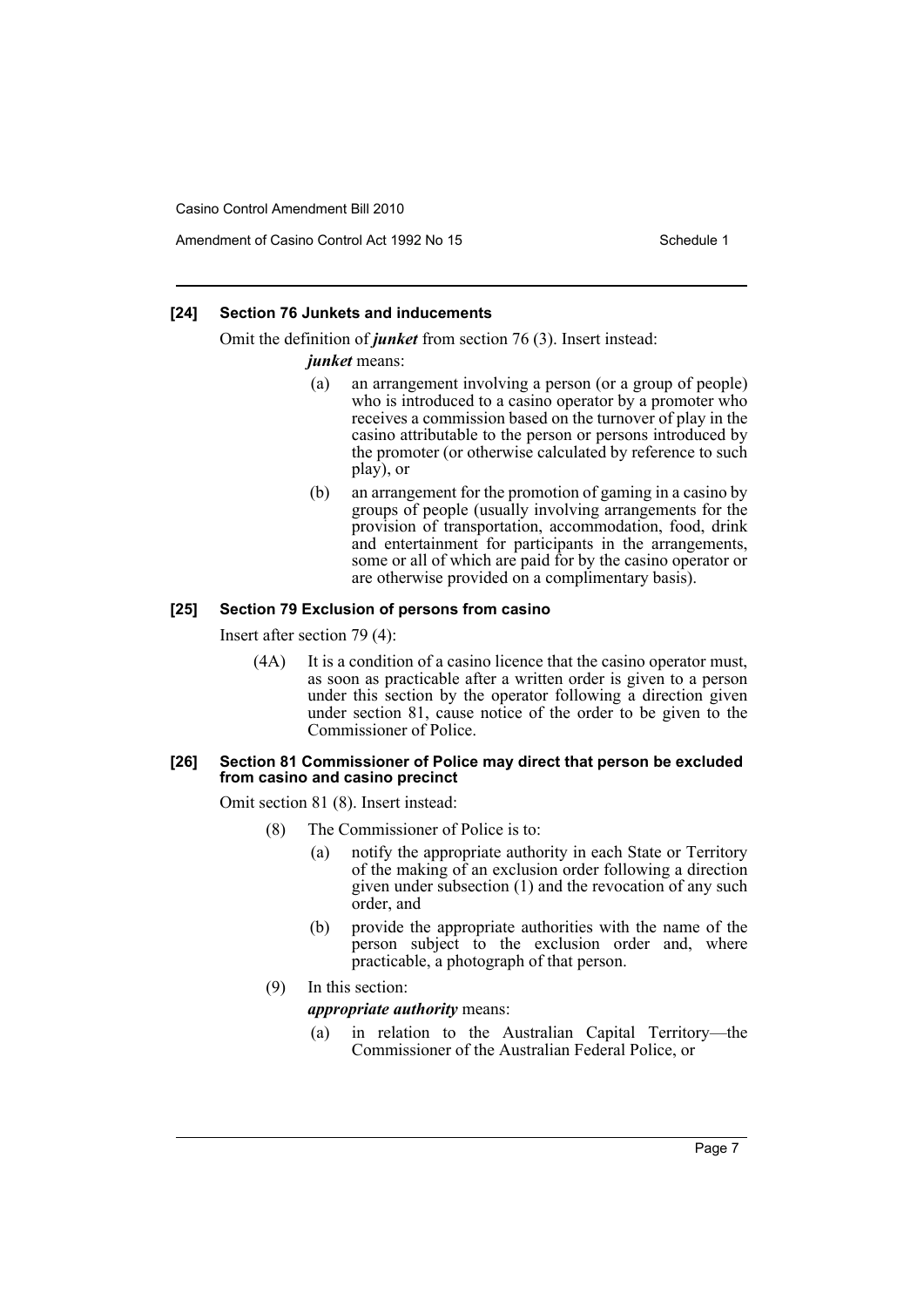#### [24] Section 76 Junkets and inducements

Omit the definition of ***junket*** from section 76 (3). Insert instead:

***junket*** means:

(a) an arrangement involving a person (or a group of people) who is introduced to a casino operator by a promoter who receives a commission based on the turnover of play in the casino attributable to the person or persons introduced by the promoter (or otherwise calculated by reference to such play), or

(b) an arrangement for the promotion of gaming in a casino by groups of people (usually involving arrangements for the provision of transportation, accommodation, food, drink and entertainment for participants in the arrangements, some or all of which are paid for by the casino operator or are otherwise provided on a complimentary basis).

#### [25] Section 79 Exclusion of persons from casino

Insert after section 79 (4):

(4A) It is a condition of a casino licence that the casino operator must, as soon as practicable after a written order is given to a person under this section by the operator following a direction given under section 81, cause notice of the order to be given to the Commissioner of Police.

#### [26] Section 81 Commissioner of Police may direct that person be excluded from casino and casino precinct

Omit section 81 (8). Insert instead:

(8) The Commissioner of Police is to:

(a) notify the appropriate authority in each State or Territory of the making of an exclusion order following a direction given under subsection (1) and the revocation of any such order, and

(b) provide the appropriate authorities with the name of the person subject to the exclusion order and, where practicable, a photograph of that person.

(9) In this section:

***appropriate authority*** means:

(a) in relation to the Australian Capital Territory—the Commissioner of the Australian Federal Police, or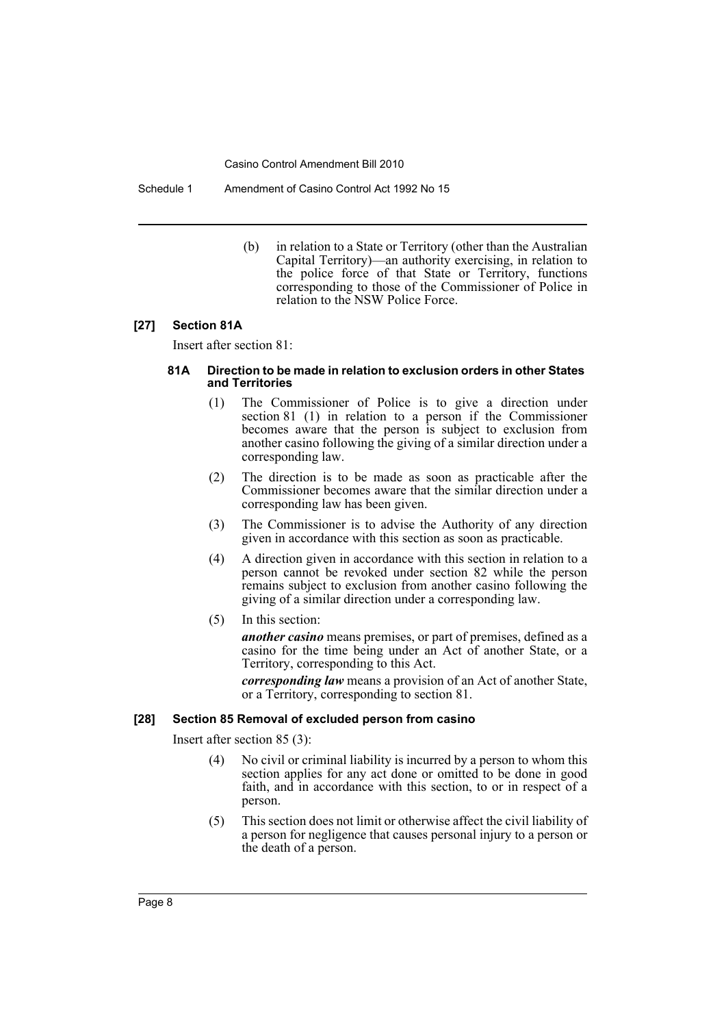(b) in relation to a State or Territory (other than the Australian Capital Territory)—an authority exercising, in relation to the police force of that State or Territory, functions corresponding to those of the Commissioner of Police in relation to the NSW Police Force.

### [27] Section 81A

Insert after section 81:

#### 81A Direction to be made in relation to exclusion orders in other States and Territories

(1) The Commissioner of Police is to give a direction under section 81 (1) in relation to a person if the Commissioner becomes aware that the person is subject to exclusion from another casino following the giving of a similar direction under a corresponding law.

(2) The direction is to be made as soon as practicable after the Commissioner becomes aware that the similar direction under a corresponding law has been given.

(3) The Commissioner is to advise the Authority of any direction given in accordance with this section as soon as practicable.

(4) A direction given in accordance with this section in relation to a person cannot be revoked under section 82 while the person remains subject to exclusion from another casino following the giving of a similar direction under a corresponding law.

(5) In this section:

***another casino*** means premises, or part of premises, defined as a casino for the time being under an Act of another State, or a Territory, corresponding to this Act.

***corresponding law*** means a provision of an Act of another State, or a Territory, corresponding to section 81.

### [28] Section 85 Removal of excluded person from casino

Insert after section 85 (3):

(4) No civil or criminal liability is incurred by a person to whom this section applies for any act done or omitted to be done in good faith, and in accordance with this section, to or in respect of a person.

(5) This section does not limit or otherwise affect the civil liability of a person for negligence that causes personal injury to a person or the death of a person.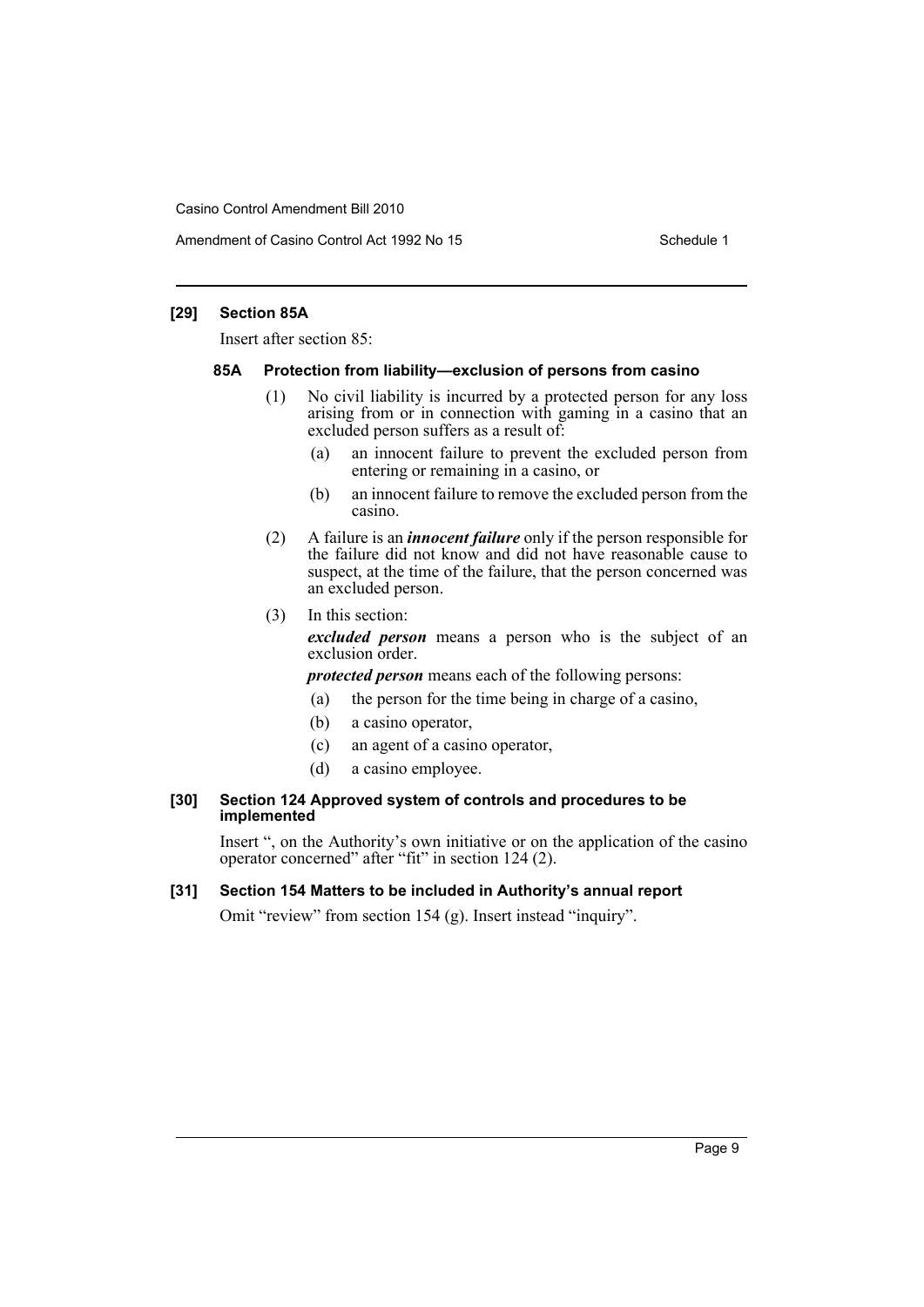### [29] Section 85A

Insert after section 85:

#### 85A Protection from liability—exclusion of persons from casino

(1) No civil liability is incurred by a protected person for any loss arising from or in connection with gaming in a casino that an excluded person suffers as a result of:

- (a) an innocent failure to prevent the excluded person from entering or remaining in a casino, or
- (b) an innocent failure to remove the excluded person from the casino.

(2) A failure is an ***innocent failure*** only if the person responsible for the failure did not know and did not have reasonable cause to suspect, at the time of the failure, that the person concerned was an excluded person.

(3) In this section:

***excluded person*** means a person who is the subject of an exclusion order.

***protected person*** means each of the following persons:

- (a) the person for the time being in charge of a casino,
- (b) a casino operator,
- (c) an agent of a casino operator,
- (d) a casino employee.

### [30] Section 124 Approved system of controls and procedures to be implemented

Insert ", on the Authority's own initiative or on the application of the casino operator concerned" after "fit" in section 124 (2).

### [31] Section 154 Matters to be included in Authority's annual report

Omit "review" from section 154 (g). Insert instead "inquiry".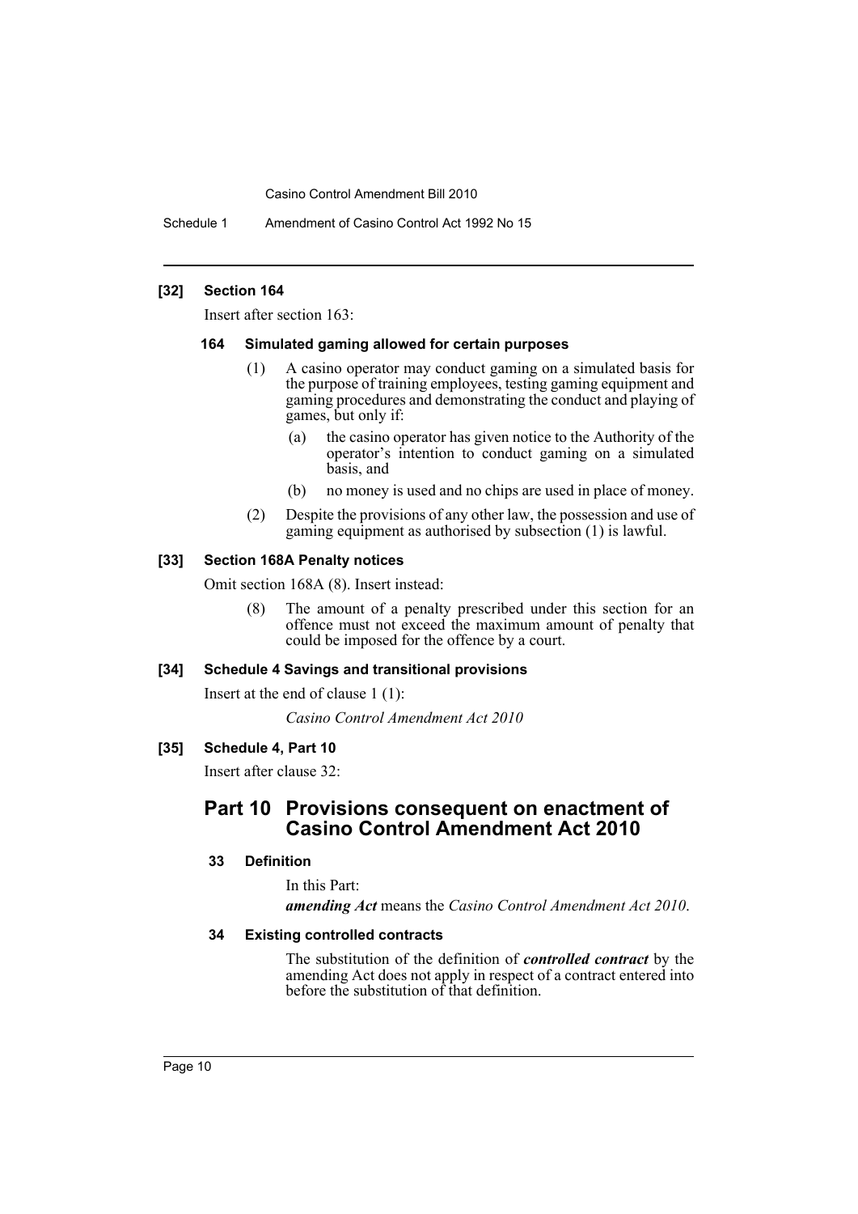### [32] Section 164

Insert after section 163:

#### 164 Simulated gaming allowed for certain purposes

(1) A casino operator may conduct gaming on a simulated basis for the purpose of training employees, testing gaming equipment and gaming procedures and demonstrating the conduct and playing of games, but only if:

(a) the casino operator has given notice to the Authority of the operator's intention to conduct gaming on a simulated basis, and

(b) no money is used and no chips are used in place of money.

(2) Despite the provisions of any other law, the possession and use of gaming equipment as authorised by subsection (1) is lawful.

### [33] Section 168A Penalty notices

Omit section 168A (8). Insert instead:

(8) The amount of a penalty prescribed under this section for an offence must not exceed the maximum amount of penalty that could be imposed for the offence by a court.

### [34] Schedule 4 Savings and transitional provisions

Insert at the end of clause 1 (1):

*Casino Control Amendment Act 2010*

### [35] Schedule 4, Part 10

Insert after clause 32:

## Part 10 Provisions consequent on enactment of Casino Control Amendment Act 2010

#### 33 Definition

In this Part:

***amending Act*** means the *Casino Control Amendment Act 2010*.

#### 34 Existing controlled contracts

The substitution of the definition of ***controlled contract*** by the amending Act does not apply in respect of a contract entered into before the substitution of that definition.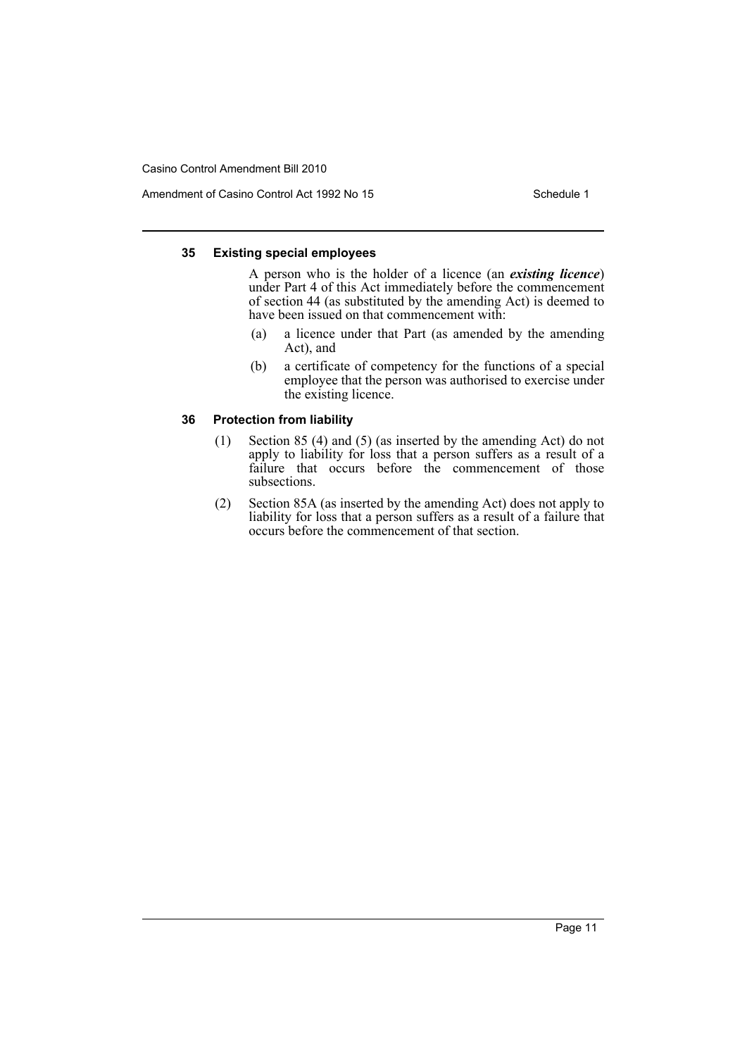#### 35 Existing special employees

A person who is the holder of a licence (an ***existing licence***) under Part 4 of this Act immediately before the commencement of section 44 (as substituted by the amending Act) is deemed to have been issued on that commencement with:

(a) a licence under that Part (as amended by the amending Act), and

(b) a certificate of competency for the functions of a special employee that the person was authorised to exercise under the existing licence.

#### 36 Protection from liability

(1) Section 85 (4) and (5) (as inserted by the amending Act) do not apply to liability for loss that a person suffers as a result of a failure that occurs before the commencement of those subsections.

(2) Section 85A (as inserted by the amending Act) does not apply to liability for loss that a person suffers as a result of a failure that occurs before the commencement of that section.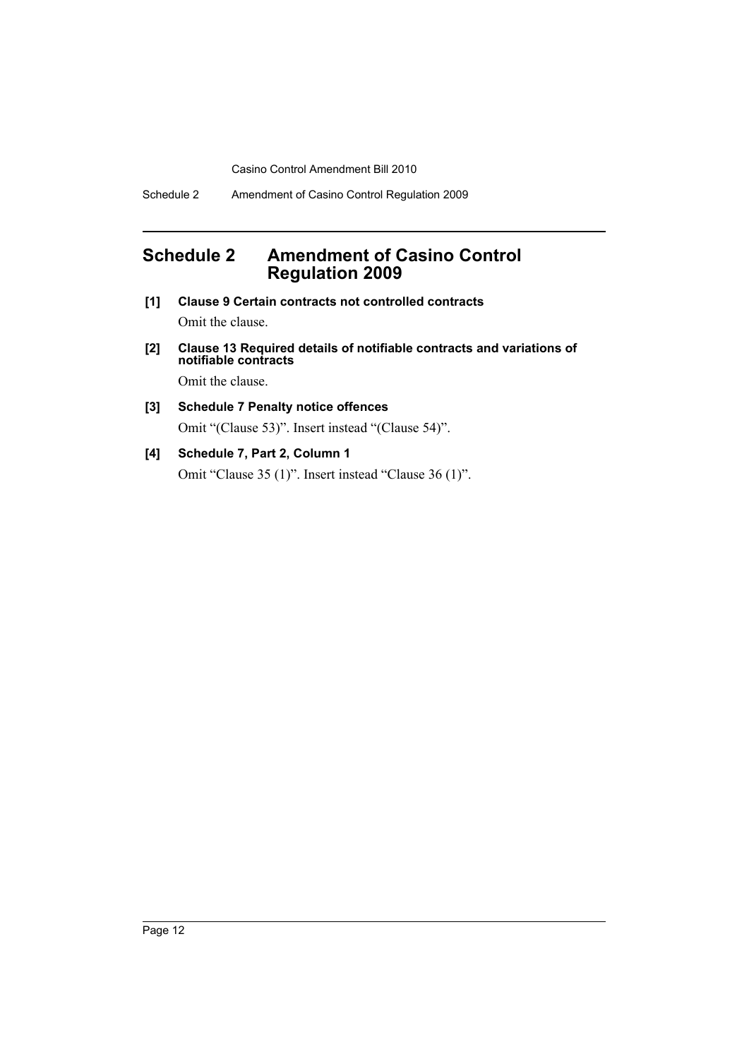# Schedule 2 Amendment of Casino Control Regulation 2009

**[1] Clause 9 Certain contracts not controlled contracts**

Omit the clause.

**[2] Clause 13 Required details of notifiable contracts and variations of notifiable contracts**

Omit the clause.

**[3] Schedule 7 Penalty notice offences**

Omit "(Clause 53)". Insert instead "(Clause 54)".

**[4] Schedule 7, Part 2, Column 1**

Omit "Clause 35 (1)". Insert instead "Clause 36 (1)".